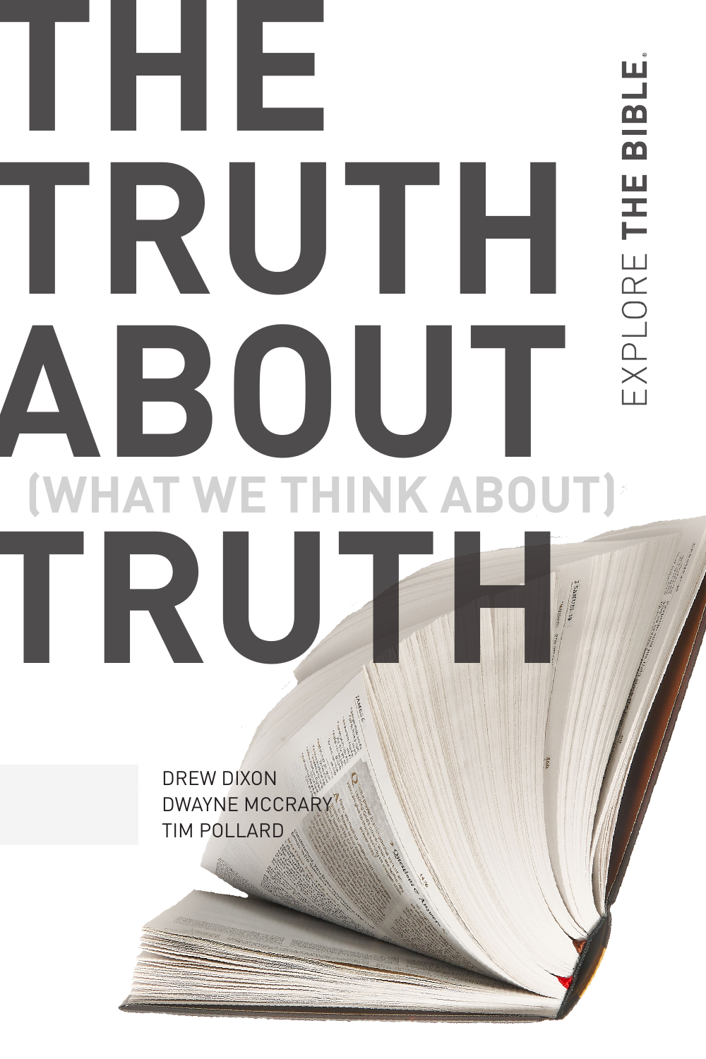# THE TRUTH ABOUT (WHAT WE THINK ABOUT) TRUTH

EXPLORE **THE BIBLE**.

DREW DIXON
DWAYNE MCCRARY
TIM POLLARD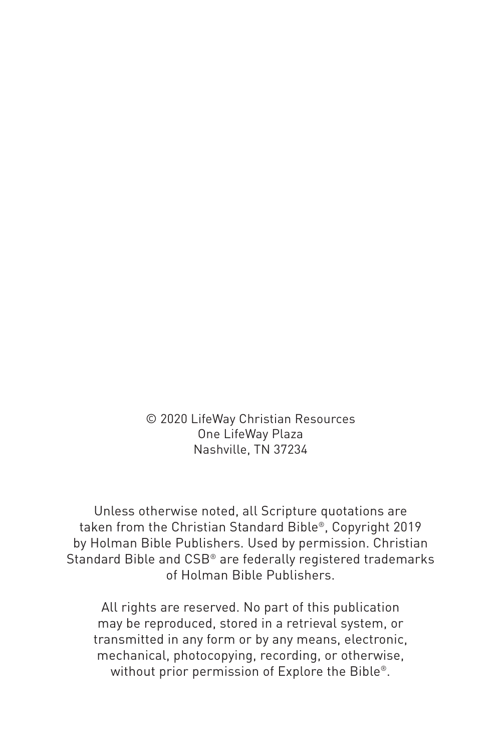© 2020 LifeWay Christian Resources
One LifeWay Plaza
Nashville, TN 37234

Unless otherwise noted, all Scripture quotations are taken from the Christian Standard Bible®, Copyright 2019 by Holman Bible Publishers. Used by permission. Christian Standard Bible and CSB® are federally registered trademarks of Holman Bible Publishers.

All rights are reserved. No part of this publication may be reproduced, stored in a retrieval system, or transmitted in any form or by any means, electronic, mechanical, photocopying, recording, or otherwise, without prior permission of Explore the Bible®.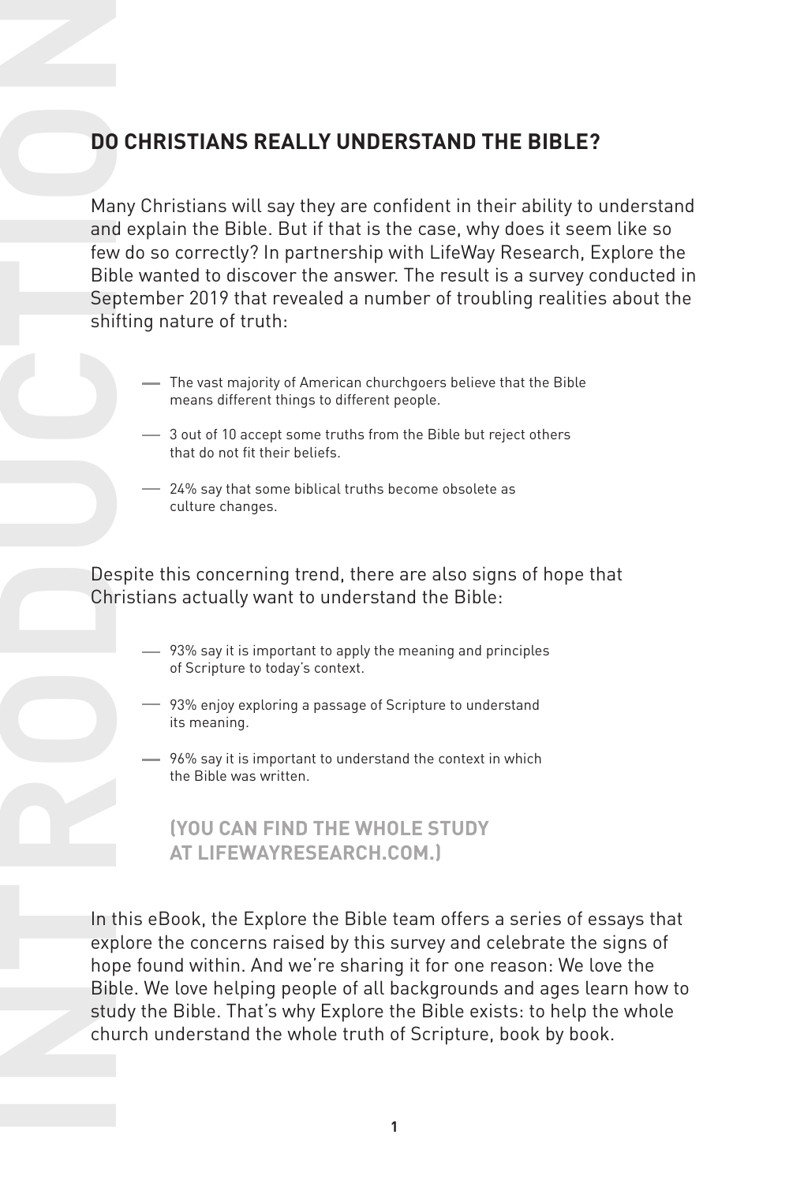# INTRODUCTION

## DO CHRISTIANS REALLY UNDERSTAND THE BIBLE?

Many Christians will say they are confident in their ability to understand and explain the Bible. But if that is the case, why does it seem like so few do so correctly? In partnership with LifeWay Research, Explore the Bible wanted to discover the answer. The result is a survey conducted in September 2019 that revealed a number of troubling realities about the shifting nature of truth:

- The vast majority of American churchgoers believe that the Bible means different things to different people.
- 3 out of 10 accept some truths from the Bible but reject others that do not fit their beliefs.
- 24% say that some biblical truths become obsolete as culture changes.

Despite this concerning trend, there are also signs of hope that Christians actually want to understand the Bible:

- 93% say it is important to apply the meaning and principles of Scripture to today's context.
- 93% enjoy exploring a passage of Scripture to understand its meaning.
- 96% say it is important to understand the context in which the Bible was written.

**(YOU CAN FIND THE WHOLE STUDY AT LIFEWAYRESEARCH.COM.)**

In this eBook, the Explore the Bible team offers a series of essays that explore the concerns raised by this survey and celebrate the signs of hope found within. And we're sharing it for one reason: We love the Bible. We love helping people of all backgrounds and ages learn how to study the Bible. That's why Explore the Bible exists: to help the whole church understand the whole truth of Scripture, book by book.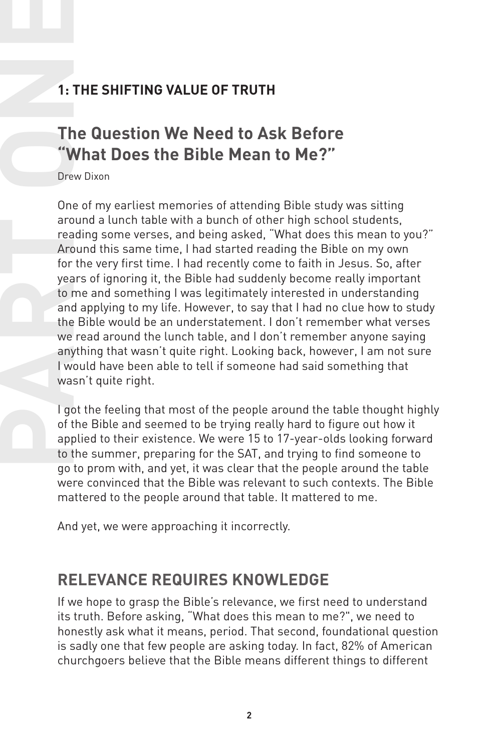## 1: THE SHIFTING VALUE OF TRUTH

# The Question We Need to Ask Before "What Does the Bible Mean to Me?"

Drew Dixon

One of my earliest memories of attending Bible study was sitting around a lunch table with a bunch of other high school students, reading some verses, and being asked, "What does this mean to you?" Around this same time, I had started reading the Bible on my own for the very first time. I had recently come to faith in Jesus. So, after years of ignoring it, the Bible had suddenly become really important to me and something I was legitimately interested in understanding and applying to my life. However, to say that I had no clue how to study the Bible would be an understatement. I don't remember what verses we read around the lunch table, and I don't remember anyone saying anything that wasn't quite right. Looking back, however, I am not sure I would have been able to tell if someone had said something that wasn't quite right.

I got the feeling that most of the people around the table thought highly of the Bible and seemed to be trying really hard to figure out how it applied to their existence. We were 15 to 17-year-olds looking forward to the summer, preparing for the SAT, and trying to find someone to go to prom with, and yet, it was clear that the people around the table were convinced that the Bible was relevant to such contexts. The Bible mattered to the people around that table. It mattered to me.

And yet, we were approaching it incorrectly.

## RELEVANCE REQUIRES KNOWLEDGE

If we hope to grasp the Bible's relevance, we first need to understand its truth. Before asking, "What does this mean to me?", we need to honestly ask what it means, period. That second, foundational question is sadly one that few people are asking today. In fact, 82% of American churchgoers believe that the Bible means different things to different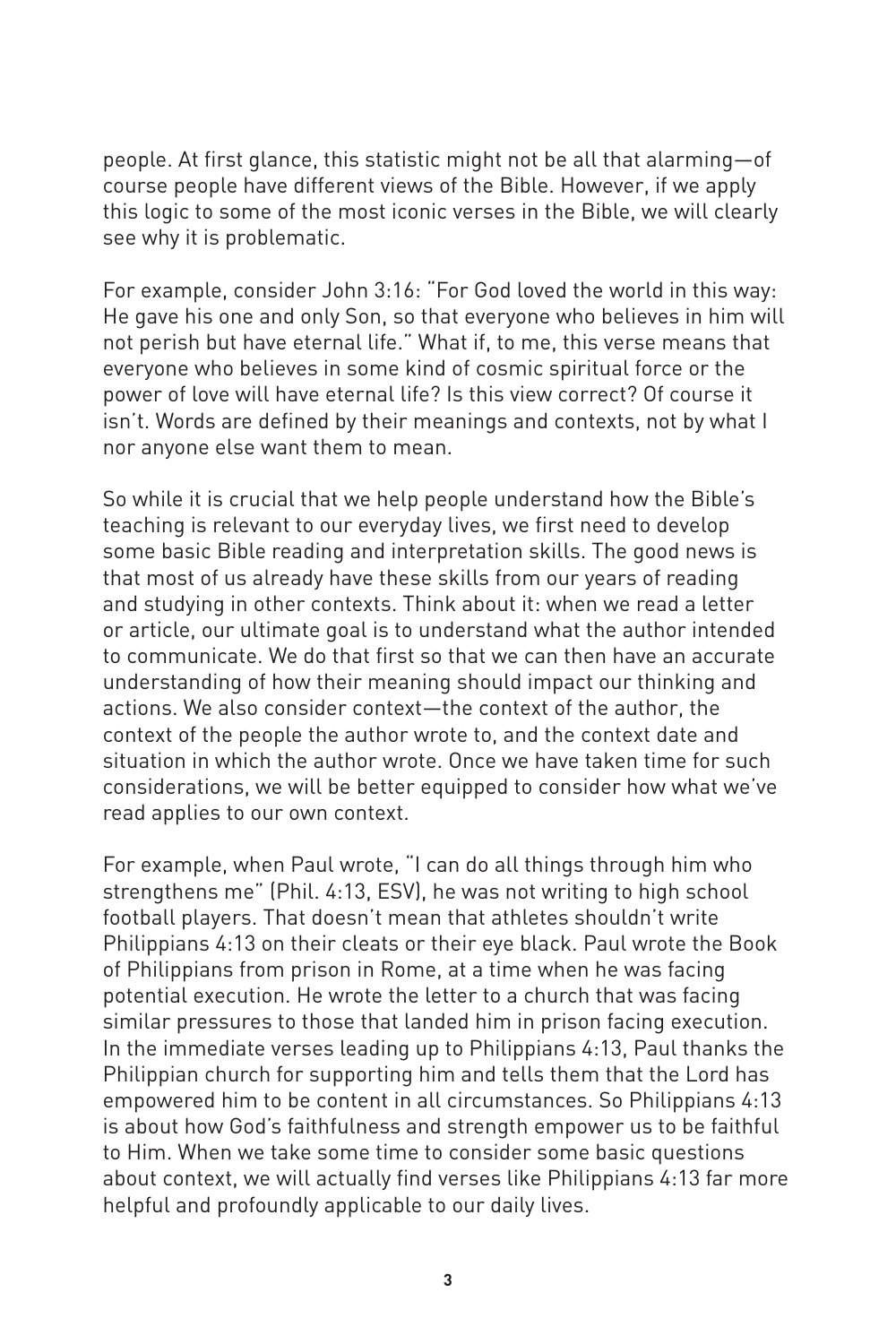people. At first glance, this statistic might not be all that alarming—of course people have different views of the Bible. However, if we apply this logic to some of the most iconic verses in the Bible, we will clearly see why it is problematic.

For example, consider John 3:16: "For God loved the world in this way: He gave his one and only Son, so that everyone who believes in him will not perish but have eternal life." What if, to me, this verse means that everyone who believes in some kind of cosmic spiritual force or the power of love will have eternal life? Is this view correct? Of course it isn't. Words are defined by their meanings and contexts, not by what I nor anyone else want them to mean.

So while it is crucial that we help people understand how the Bible's teaching is relevant to our everyday lives, we first need to develop some basic Bible reading and interpretation skills. The good news is that most of us already have these skills from our years of reading and studying in other contexts. Think about it: when we read a letter or article, our ultimate goal is to understand what the author intended to communicate. We do that first so that we can then have an accurate understanding of how their meaning should impact our thinking and actions. We also consider context—the context of the author, the context of the people the author wrote to, and the context date and situation in which the author wrote. Once we have taken time for such considerations, we will be better equipped to consider how what we've read applies to our own context.

For example, when Paul wrote, "I can do all things through him who strengthens me" (Phil. 4:13, ESV), he was not writing to high school football players. That doesn't mean that athletes shouldn't write Philippians 4:13 on their cleats or their eye black. Paul wrote the Book of Philippians from prison in Rome, at a time when he was facing potential execution. He wrote the letter to a church that was facing similar pressures to those that landed him in prison facing execution. In the immediate verses leading up to Philippians 4:13, Paul thanks the Philippian church for supporting him and tells them that the Lord has empowered him to be content in all circumstances. So Philippians 4:13 is about how God's faithfulness and strength empower us to be faithful to Him. When we take some time to consider some basic questions about context, we will actually find verses like Philippians 4:13 far more helpful and profoundly applicable to our daily lives.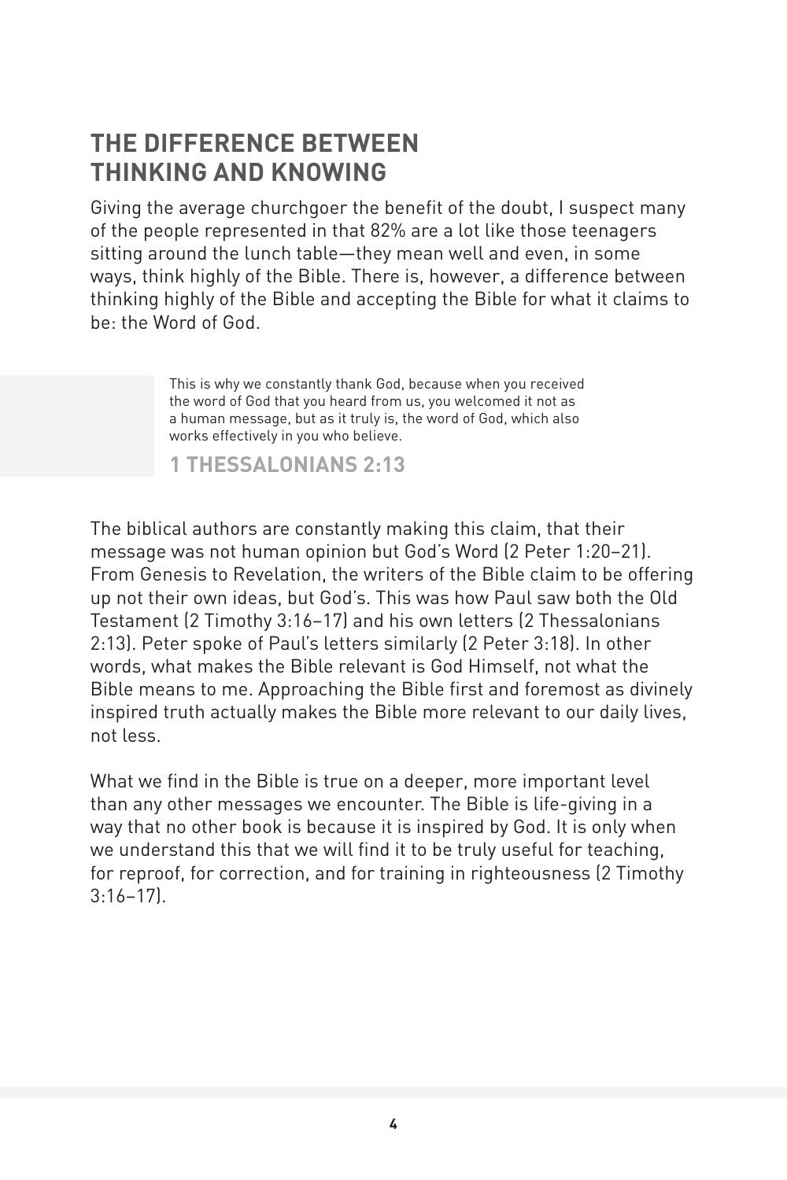## THE DIFFERENCE BETWEEN THINKING AND KNOWING

Giving the average churchgoer the benefit of the doubt, I suspect many of the people represented in that 82% are a lot like those teenagers sitting around the lunch table—they mean well and even, in some ways, think highly of the Bible. There is, however, a difference between thinking highly of the Bible and accepting the Bible for what it claims to be: the Word of God.

> This is why we constantly thank God, because when you received the word of God that you heard from us, you welcomed it not as a human message, but as it truly is, the word of God, which also works effectively in you who believe.
>
> **1 THESSALONIANS 2:13**

The biblical authors are constantly making this claim, that their message was not human opinion but God's Word (2 Peter 1:20–21). From Genesis to Revelation, the writers of the Bible claim to be offering up not their own ideas, but God's. This was how Paul saw both the Old Testament (2 Timothy 3:16–17) and his own letters (2 Thessalonians 2:13). Peter spoke of Paul's letters similarly (2 Peter 3:18). In other words, what makes the Bible relevant is God Himself, not what the Bible means to me. Approaching the Bible first and foremost as divinely inspired truth actually makes the Bible more relevant to our daily lives, not less.

What we find in the Bible is true on a deeper, more important level than any other messages we encounter. The Bible is life-giving in a way that no other book is because it is inspired by God. It is only when we understand this that we will find it to be truly useful for teaching, for reproof, for correction, and for training in righteousness (2 Timothy 3:16–17).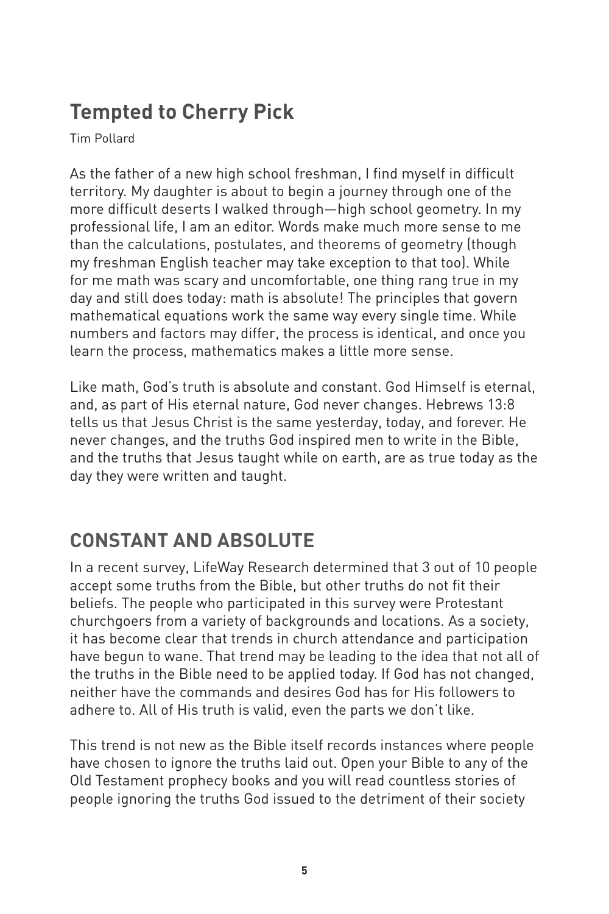## Tempted to Cherry Pick

Tim Pollard

As the father of a new high school freshman, I find myself in difficult territory. My daughter is about to begin a journey through one of the more difficult deserts I walked through—high school geometry. In my professional life, I am an editor. Words make much more sense to me than the calculations, postulates, and theorems of geometry (though my freshman English teacher may take exception to that too). While for me math was scary and uncomfortable, one thing rang true in my day and still does today: math is absolute! The principles that govern mathematical equations work the same way every single time. While numbers and factors may differ, the process is identical, and once you learn the process, mathematics makes a little more sense.

Like math, God's truth is absolute and constant. God Himself is eternal, and, as part of His eternal nature, God never changes. Hebrews 13:8 tells us that Jesus Christ is the same yesterday, today, and forever. He never changes, and the truths God inspired men to write in the Bible, and the truths that Jesus taught while on earth, are as true today as the day they were written and taught.

## CONSTANT AND ABSOLUTE

In a recent survey, LifeWay Research determined that 3 out of 10 people accept some truths from the Bible, but other truths do not fit their beliefs. The people who participated in this survey were Protestant churchgoers from a variety of backgrounds and locations. As a society, it has become clear that trends in church attendance and participation have begun to wane. That trend may be leading to the idea that not all of the truths in the Bible need to be applied today. If God has not changed, neither have the commands and desires God has for His followers to adhere to. All of His truth is valid, even the parts we don't like.

This trend is not new as the Bible itself records instances where people have chosen to ignore the truths laid out. Open your Bible to any of the Old Testament prophecy books and you will read countless stories of people ignoring the truths God issued to the detriment of their society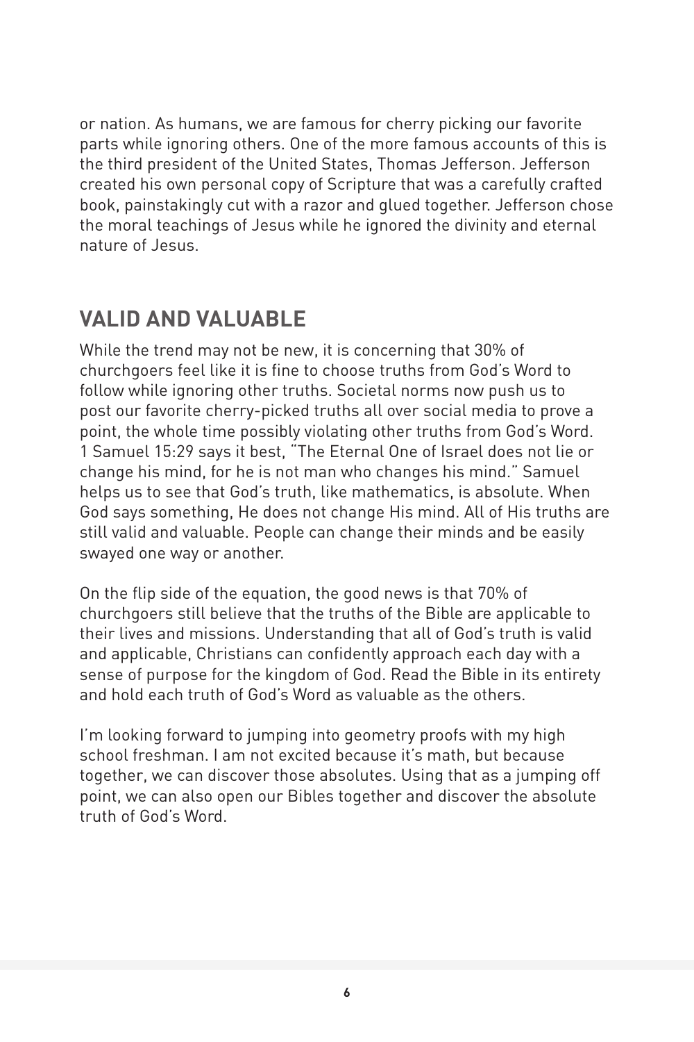or nation. As humans, we are famous for cherry picking our favorite parts while ignoring others. One of the more famous accounts of this is the third president of the United States, Thomas Jefferson. Jefferson created his own personal copy of Scripture that was a carefully crafted book, painstakingly cut with a razor and glued together. Jefferson chose the moral teachings of Jesus while he ignored the divinity and eternal nature of Jesus.

## VALID AND VALUABLE

While the trend may not be new, it is concerning that 30% of churchgoers feel like it is fine to choose truths from God's Word to follow while ignoring other truths. Societal norms now push us to post our favorite cherry-picked truths all over social media to prove a point, the whole time possibly violating other truths from God's Word. 1 Samuel 15:29 says it best, "The Eternal One of Israel does not lie or change his mind, for he is not man who changes his mind." Samuel helps us to see that God's truth, like mathematics, is absolute. When God says something, He does not change His mind. All of His truths are still valid and valuable. People can change their minds and be easily swayed one way or another.

On the flip side of the equation, the good news is that 70% of churchgoers still believe that the truths of the Bible are applicable to their lives and missions. Understanding that all of God's truth is valid and applicable, Christians can confidently approach each day with a sense of purpose for the kingdom of God. Read the Bible in its entirety and hold each truth of God's Word as valuable as the others.

I'm looking forward to jumping into geometry proofs with my high school freshman. I am not excited because it's math, but because together, we can discover those absolutes. Using that as a jumping off point, we can also open our Bibles together and discover the absolute truth of God's Word.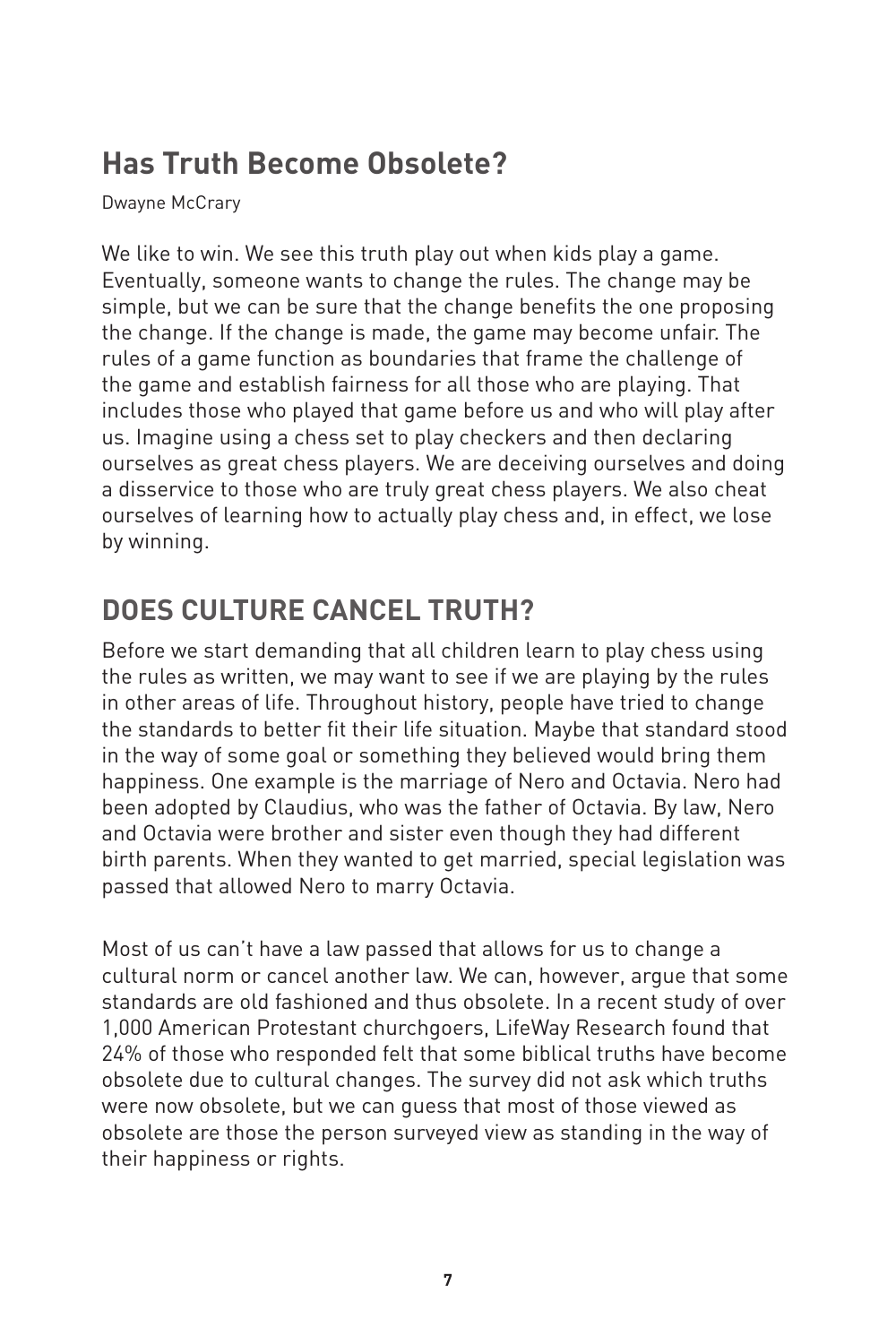# Has Truth Become Obsolete?

Dwayne McCrary

We like to win. We see this truth play out when kids play a game. Eventually, someone wants to change the rules. The change may be simple, but we can be sure that the change benefits the one proposing the change. If the change is made, the game may become unfair. The rules of a game function as boundaries that frame the challenge of the game and establish fairness for all those who are playing. That includes those who played that game before us and who will play after us. Imagine using a chess set to play checkers and then declaring ourselves as great chess players. We are deceiving ourselves and doing a disservice to those who are truly great chess players. We also cheat ourselves of learning how to actually play chess and, in effect, we lose by winning.

## DOES CULTURE CANCEL TRUTH?

Before we start demanding that all children learn to play chess using the rules as written, we may want to see if we are playing by the rules in other areas of life. Throughout history, people have tried to change the standards to better fit their life situation. Maybe that standard stood in the way of some goal or something they believed would bring them happiness. One example is the marriage of Nero and Octavia. Nero had been adopted by Claudius, who was the father of Octavia. By law, Nero and Octavia were brother and sister even though they had different birth parents. When they wanted to get married, special legislation was passed that allowed Nero to marry Octavia.

Most of us can't have a law passed that allows for us to change a cultural norm or cancel another law. We can, however, argue that some standards are old fashioned and thus obsolete. In a recent study of over 1,000 American Protestant churchgoers, LifeWay Research found that 24% of those who responded felt that some biblical truths have become obsolete due to cultural changes. The survey did not ask which truths were now obsolete, but we can guess that most of those viewed as obsolete are those the person surveyed view as standing in the way of their happiness or rights.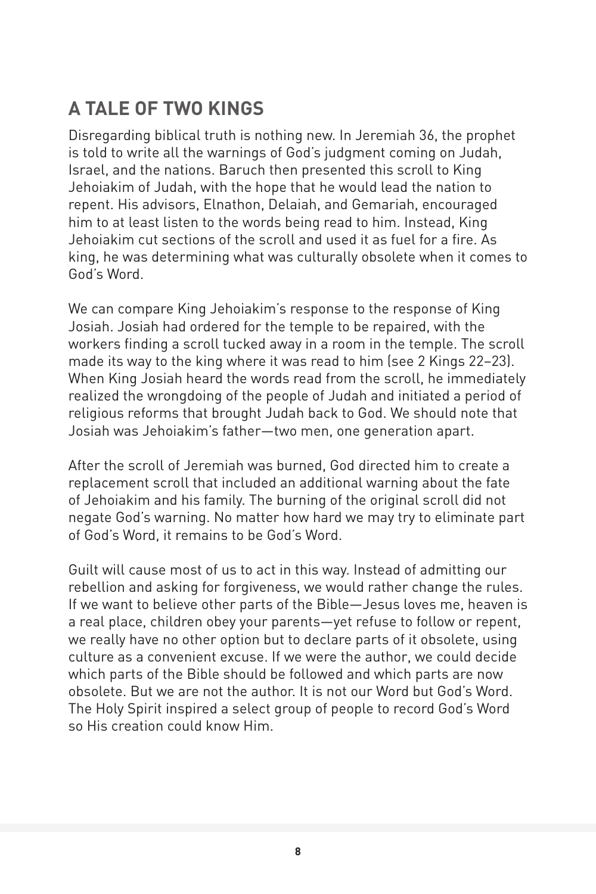## A TALE OF TWO KINGS

Disregarding biblical truth is nothing new. In Jeremiah 36, the prophet is told to write all the warnings of God's judgment coming on Judah, Israel, and the nations. Baruch then presented this scroll to King Jehoiakim of Judah, with the hope that he would lead the nation to repent. His advisors, Elnathon, Delaiah, and Gemariah, encouraged him to at least listen to the words being read to him. Instead, King Jehoiakim cut sections of the scroll and used it as fuel for a fire. As king, he was determining what was culturally obsolete when it comes to God's Word.

We can compare King Jehoiakim's response to the response of King Josiah. Josiah had ordered for the temple to be repaired, with the workers finding a scroll tucked away in a room in the temple. The scroll made its way to the king where it was read to him (see 2 Kings 22–23). When King Josiah heard the words read from the scroll, he immediately realized the wrongdoing of the people of Judah and initiated a period of religious reforms that brought Judah back to God. We should note that Josiah was Jehoiakim's father—two men, one generation apart.

After the scroll of Jeremiah was burned, God directed him to create a replacement scroll that included an additional warning about the fate of Jehoiakim and his family. The burning of the original scroll did not negate God's warning. No matter how hard we may try to eliminate part of God's Word, it remains to be God's Word.

Guilt will cause most of us to act in this way. Instead of admitting our rebellion and asking for forgiveness, we would rather change the rules. If we want to believe other parts of the Bible—Jesus loves me, heaven is a real place, children obey your parents—yet refuse to follow or repent, we really have no other option but to declare parts of it obsolete, using culture as a convenient excuse. If we were the author, we could decide which parts of the Bible should be followed and which parts are now obsolete. But we are not the author. It is not our Word but God's Word. The Holy Spirit inspired a select group of people to record God's Word so His creation could know Him.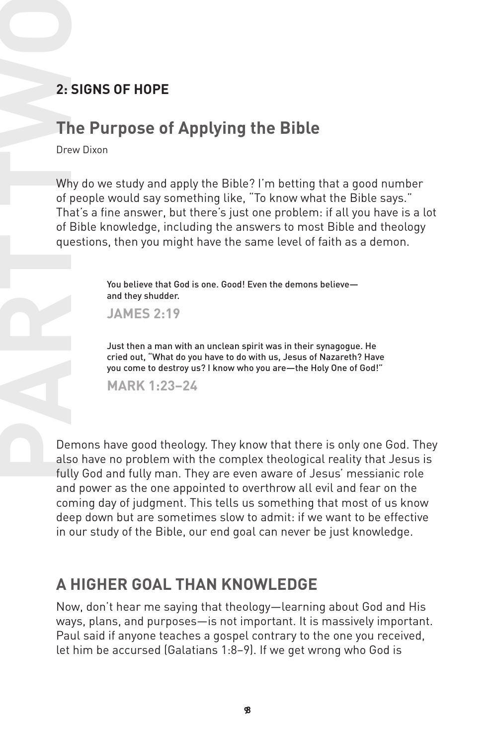## 2: SIGNS OF HOPE

# The Purpose of Applying the Bible

Drew Dixon

Why do we study and apply the Bible? I'm betting that a good number of people would say something like, "To know what the Bible says." That's a fine answer, but there's just one problem: if all you have is a lot of Bible knowledge, including the answers to most Bible and theology questions, then you might have the same level of faith as a demon.

> You believe that God is one. Good! Even the demons believe—and they shudder.
>
> **JAMES 2:19**

> Just then a man with an unclean spirit was in their synagogue. He cried out, "What do you have to do with us, Jesus of Nazareth? Have you come to destroy us? I know who you are—the Holy One of God!"
>
> **MARK 1:23–24**

Demons have good theology. They know that there is only one God. They also have no problem with the complex theological reality that Jesus is fully God and fully man. They are even aware of Jesus' messianic role and power as the one appointed to overthrow all evil and fear on the coming day of judgment. This tells us something that most of us know deep down but are sometimes slow to admit: if we want to be effective in our study of the Bible, our end goal can never be just knowledge.

## A HIGHER GOAL THAN KNOWLEDGE

Now, don't hear me saying that theology—learning about God and His ways, plans, and purposes—is not important. It is massively important. Paul said if anyone teaches a gospel contrary to the one you received, let him be accursed (Galatians 1:8–9). If we get wrong who God is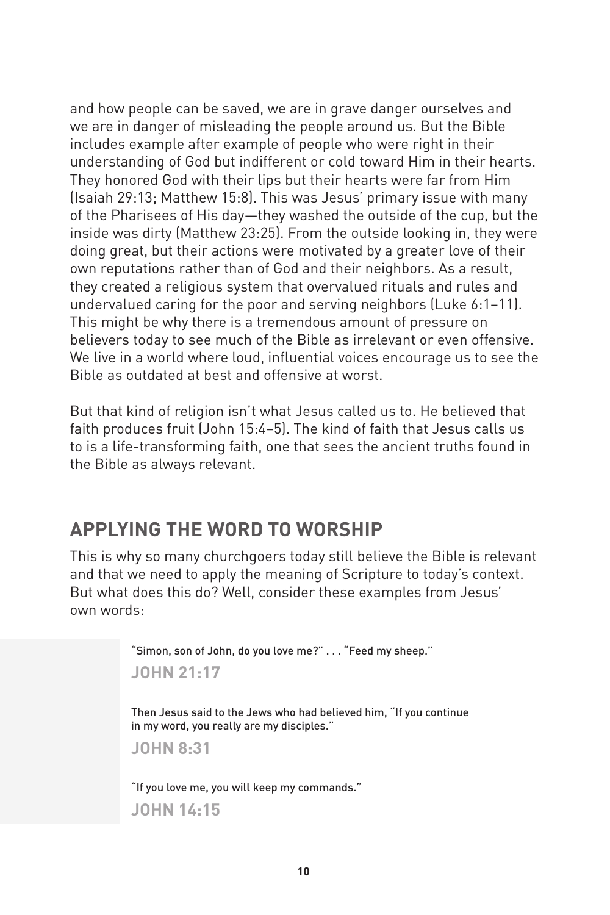and how people can be saved, we are in grave danger ourselves and we are in danger of misleading the people around us. But the Bible includes example after example of people who were right in their understanding of God but indifferent or cold toward Him in their hearts. They honored God with their lips but their hearts were far from Him (Isaiah 29:13; Matthew 15:8). This was Jesus' primary issue with many of the Pharisees of His day—they washed the outside of the cup, but the inside was dirty (Matthew 23:25). From the outside looking in, they were doing great, but their actions were motivated by a greater love of their own reputations rather than of God and their neighbors. As a result, they created a religious system that overvalued rituals and rules and undervalued caring for the poor and serving neighbors (Luke 6:1–11). This might be why there is a tremendous amount of pressure on believers today to see much of the Bible as irrelevant or even offensive. We live in a world where loud, influential voices encourage us to see the Bible as outdated at best and offensive at worst.

But that kind of religion isn't what Jesus called us to. He believed that faith produces fruit (John 15:4–5). The kind of faith that Jesus calls us to is a life-transforming faith, one that sees the ancient truths found in the Bible as always relevant.

## APPLYING THE WORD TO WORSHIP

This is why so many churchgoers today still believe the Bible is relevant and that we need to apply the meaning of Scripture to today's context. But what does this do? Well, consider these examples from Jesus' own words:

> "Simon, son of John, do you love me?" . . . "Feed my sheep."
>
> **JOHN 21:17**

> Then Jesus said to the Jews who had believed him, "If you continue in my word, you really are my disciples."
>
> **JOHN 8:31**

> "If you love me, you will keep my commands."
>
> **JOHN 14:15**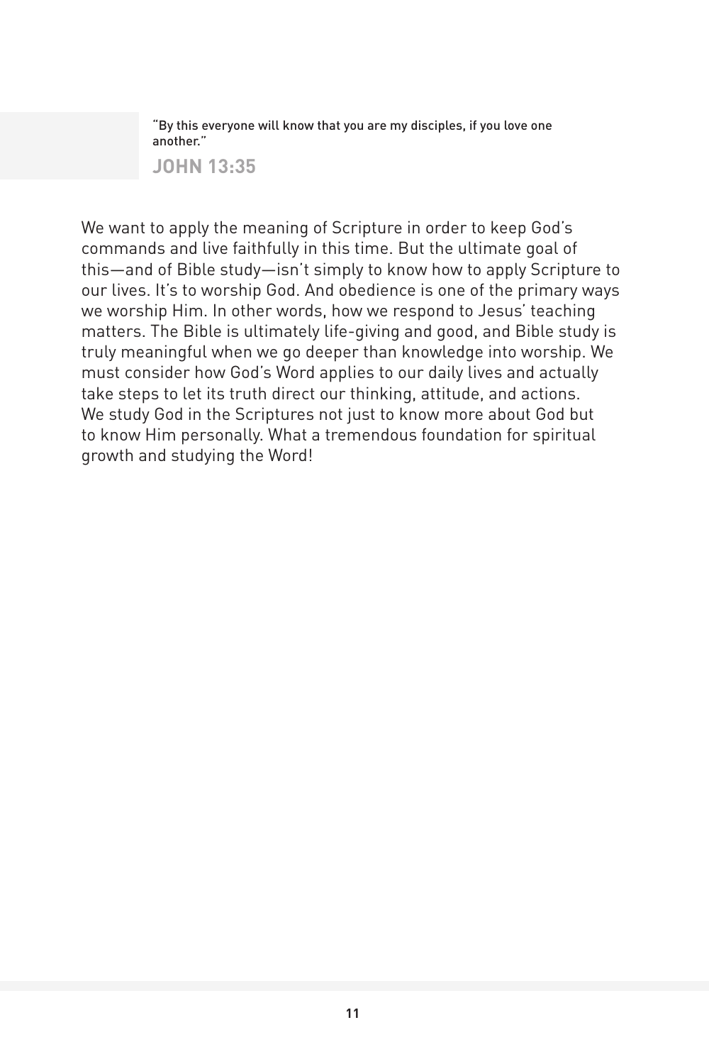> "By this everyone will know that you are my disciples, if you love one another."
>
> **JOHN 13:35**

We want to apply the meaning of Scripture in order to keep God's commands and live faithfully in this time. But the ultimate goal of this—and of Bible study—isn't simply to know how to apply Scripture to our lives. It's to worship God. And obedience is one of the primary ways we worship Him. In other words, how we respond to Jesus' teaching matters. The Bible is ultimately life-giving and good, and Bible study is truly meaningful when we go deeper than knowledge into worship. We must consider how God's Word applies to our daily lives and actually take steps to let its truth direct our thinking, attitude, and actions. We study God in the Scriptures not just to know more about God but to know Him personally. What a tremendous foundation for spiritual growth and studying the Word!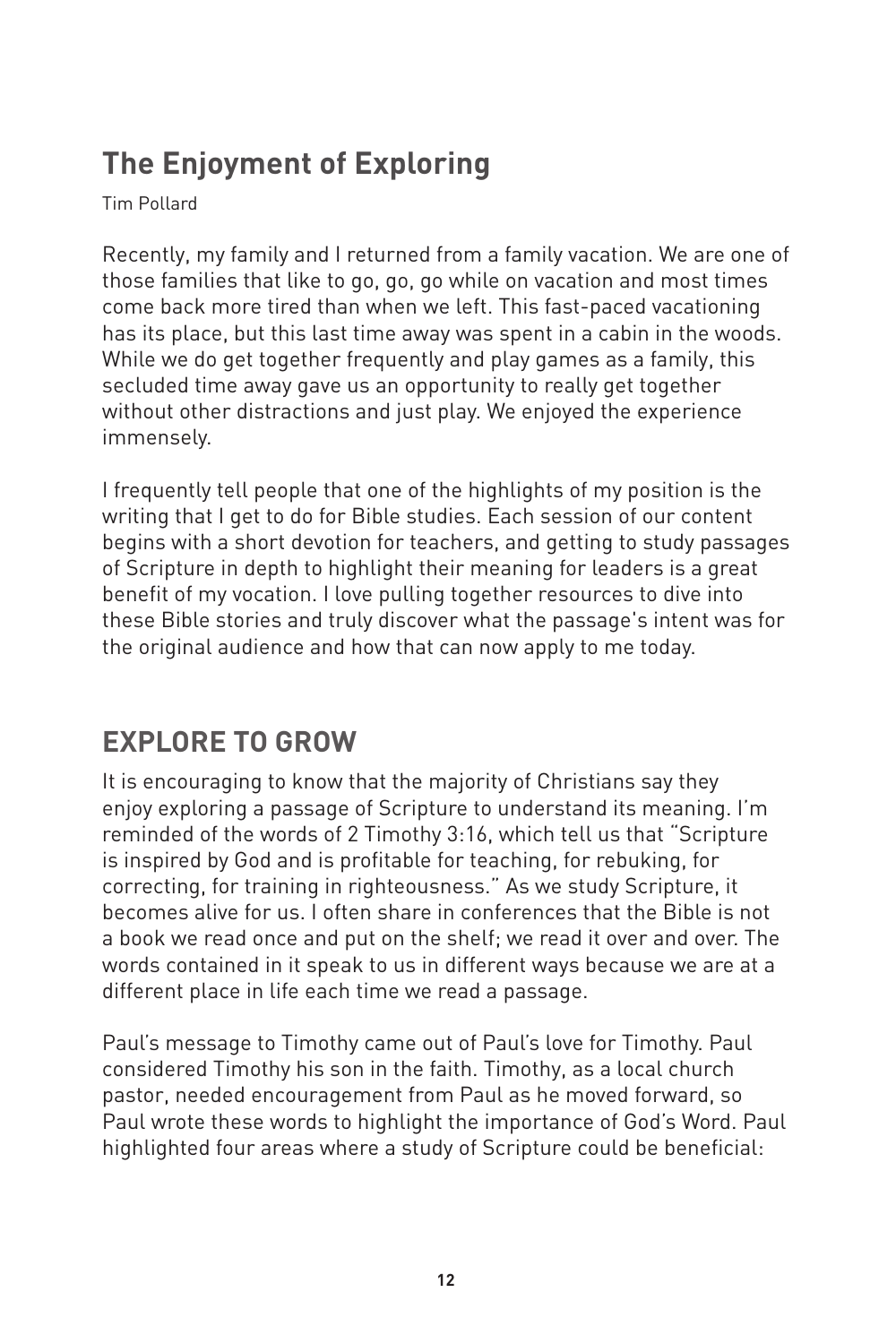# The Enjoyment of Exploring

Tim Pollard

Recently, my family and I returned from a family vacation. We are one of those families that like to go, go, go while on vacation and most times come back more tired than when we left. This fast-paced vacationing has its place, but this last time away was spent in a cabin in the woods. While we do get together frequently and play games as a family, this secluded time away gave us an opportunity to really get together without other distractions and just play. We enjoyed the experience immensely.

I frequently tell people that one of the highlights of my position is the writing that I get to do for Bible studies. Each session of our content begins with a short devotion for teachers, and getting to study passages of Scripture in depth to highlight their meaning for leaders is a great benefit of my vocation. I love pulling together resources to dive into these Bible stories and truly discover what the passage's intent was for the original audience and how that can now apply to me today.

## EXPLORE TO GROW

It is encouraging to know that the majority of Christians say they enjoy exploring a passage of Scripture to understand its meaning. I'm reminded of the words of 2 Timothy 3:16, which tell us that "Scripture is inspired by God and is profitable for teaching, for rebuking, for correcting, for training in righteousness." As we study Scripture, it becomes alive for us. I often share in conferences that the Bible is not a book we read once and put on the shelf; we read it over and over. The words contained in it speak to us in different ways because we are at a different place in life each time we read a passage.

Paul's message to Timothy came out of Paul's love for Timothy. Paul considered Timothy his son in the faith. Timothy, as a local church pastor, needed encouragement from Paul as he moved forward, so Paul wrote these words to highlight the importance of God's Word. Paul highlighted four areas where a study of Scripture could be beneficial: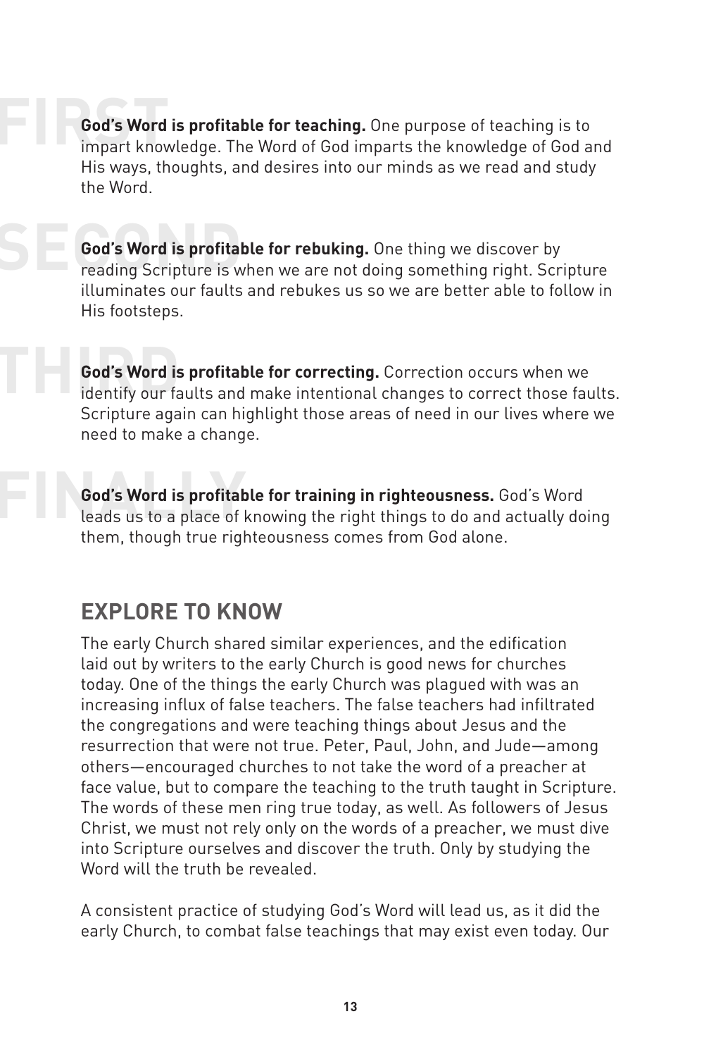FIRST **God's Word is profitable for teaching.** One purpose of teaching is to impart knowledge. The Word of God imparts the knowledge of God and His ways, thoughts, and desires into our minds as we read and study the Word.

SECOND **God's Word is profitable for rebuking.** One thing we discover by reading Scripture is when we are not doing something right. Scripture illuminates our faults and rebukes us so we are better able to follow in His footsteps.

THIRD **God's Word is profitable for correcting.** Correction occurs when we identify our faults and make intentional changes to correct those faults. Scripture again can highlight those areas of need in our lives where we need to make a change.

FINALLY **God's Word is profitable for training in righteousness.** God's Word leads us to a place of knowing the right things to do and actually doing them, though true righteousness comes from God alone.

## EXPLORE TO KNOW

The early Church shared similar experiences, and the edification laid out by writers to the early Church is good news for churches today. One of the things the early Church was plagued with was an increasing influx of false teachers. The false teachers had infiltrated the congregations and were teaching things about Jesus and the resurrection that were not true. Peter, Paul, John, and Jude—among others—encouraged churches to not take the word of a preacher at face value, but to compare the teaching to the truth taught in Scripture. The words of these men ring true today, as well. As followers of Jesus Christ, we must not rely only on the words of a preacher, we must dive into Scripture ourselves and discover the truth. Only by studying the Word will the truth be revealed.

A consistent practice of studying God's Word will lead us, as it did the early Church, to combat false teachings that may exist even today. Our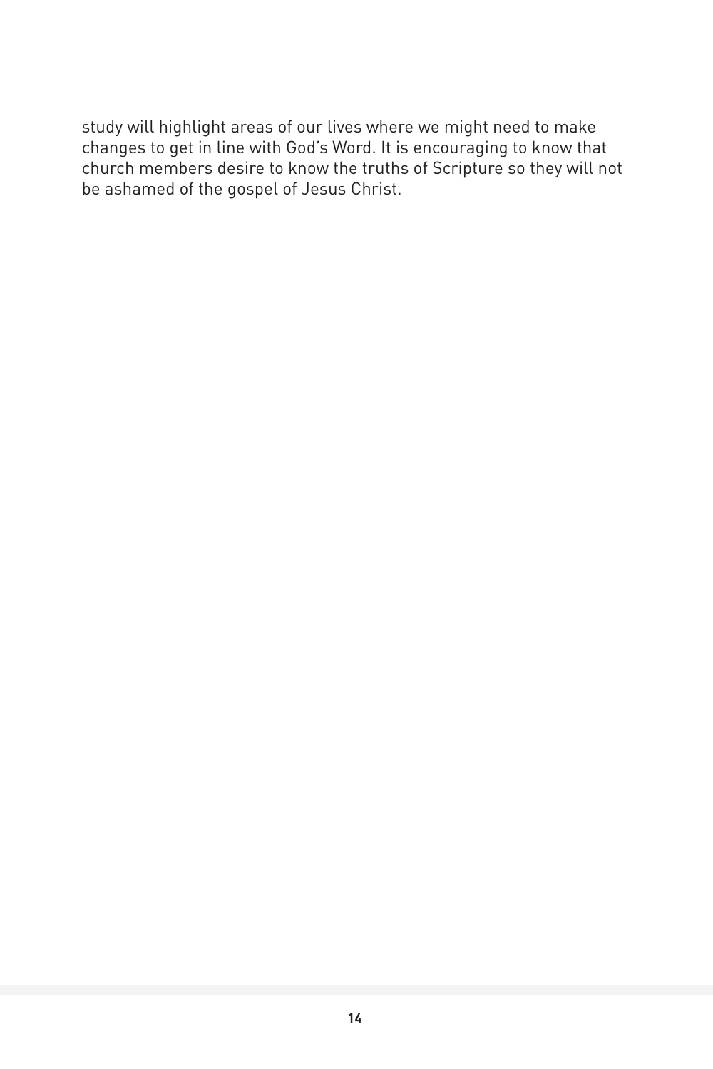study will highlight areas of our lives where we might need to make changes to get in line with God's Word. It is encouraging to know that church members desire to know the truths of Scripture so they will not be ashamed of the gospel of Jesus Christ.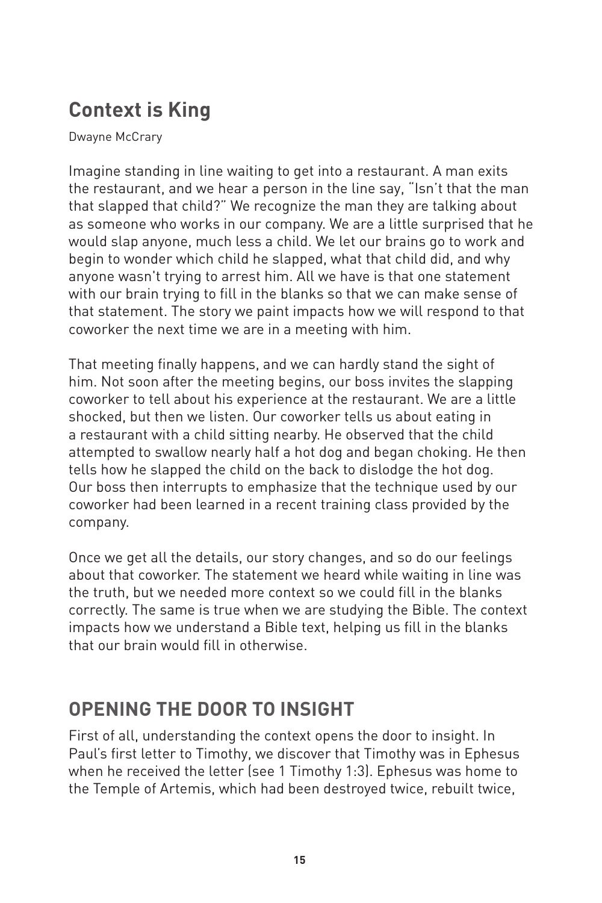## Context is King

Dwayne McCrary

Imagine standing in line waiting to get into a restaurant. A man exits the restaurant, and we hear a person in the line say, "Isn't that the man that slapped that child?" We recognize the man they are talking about as someone who works in our company. We are a little surprised that he would slap anyone, much less a child. We let our brains go to work and begin to wonder which child he slapped, what that child did, and why anyone wasn't trying to arrest him. All we have is that one statement with our brain trying to fill in the blanks so that we can make sense of that statement. The story we paint impacts how we will respond to that coworker the next time we are in a meeting with him.

That meeting finally happens, and we can hardly stand the sight of him. Not soon after the meeting begins, our boss invites the slapping coworker to tell about his experience at the restaurant. We are a little shocked, but then we listen. Our coworker tells us about eating in a restaurant with a child sitting nearby. He observed that the child attempted to swallow nearly half a hot dog and began choking. He then tells how he slapped the child on the back to dislodge the hot dog. Our boss then interrupts to emphasize that the technique used by our coworker had been learned in a recent training class provided by the company.

Once we get all the details, our story changes, and so do our feelings about that coworker. The statement we heard while waiting in line was the truth, but we needed more context so we could fill in the blanks correctly. The same is true when we are studying the Bible. The context impacts how we understand a Bible text, helping us fill in the blanks that our brain would fill in otherwise.

## OPENING THE DOOR TO INSIGHT

First of all, understanding the context opens the door to insight. In Paul's first letter to Timothy, we discover that Timothy was in Ephesus when he received the letter (see 1 Timothy 1:3). Ephesus was home to the Temple of Artemis, which had been destroyed twice, rebuilt twice,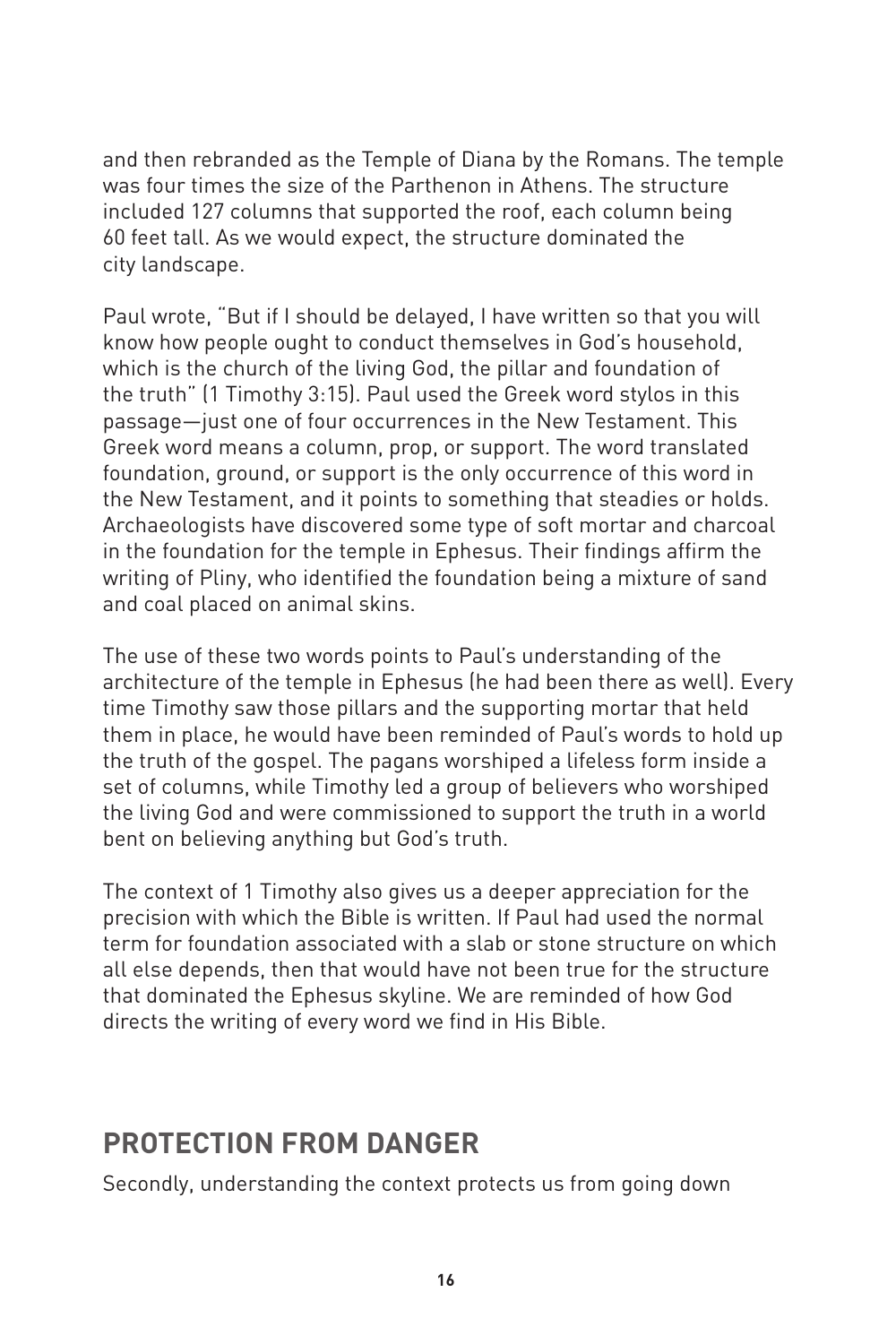and then rebranded as the Temple of Diana by the Romans. The temple was four times the size of the Parthenon in Athens. The structure included 127 columns that supported the roof, each column being 60 feet tall. As we would expect, the structure dominated the city landscape.

Paul wrote, "But if I should be delayed, I have written so that you will know how people ought to conduct themselves in God's household, which is the church of the living God, the pillar and foundation of the truth" (1 Timothy 3:15). Paul used the Greek word stylos in this passage—just one of four occurrences in the New Testament. This Greek word means a column, prop, or support. The word translated foundation, ground, or support is the only occurrence of this word in the New Testament, and it points to something that steadies or holds. Archaeologists have discovered some type of soft mortar and charcoal in the foundation for the temple in Ephesus. Their findings affirm the writing of Pliny, who identified the foundation being a mixture of sand and coal placed on animal skins.

The use of these two words points to Paul's understanding of the architecture of the temple in Ephesus (he had been there as well). Every time Timothy saw those pillars and the supporting mortar that held them in place, he would have been reminded of Paul's words to hold up the truth of the gospel. The pagans worshiped a lifeless form inside a set of columns, while Timothy led a group of believers who worshiped the living God and were commissioned to support the truth in a world bent on believing anything but God's truth.

The context of 1 Timothy also gives us a deeper appreciation for the precision with which the Bible is written. If Paul had used the normal term for foundation associated with a slab or stone structure on which all else depends, then that would have not been true for the structure that dominated the Ephesus skyline. We are reminded of how God directs the writing of every word we find in His Bible.

## PROTECTION FROM DANGER

Secondly, understanding the context protects us from going down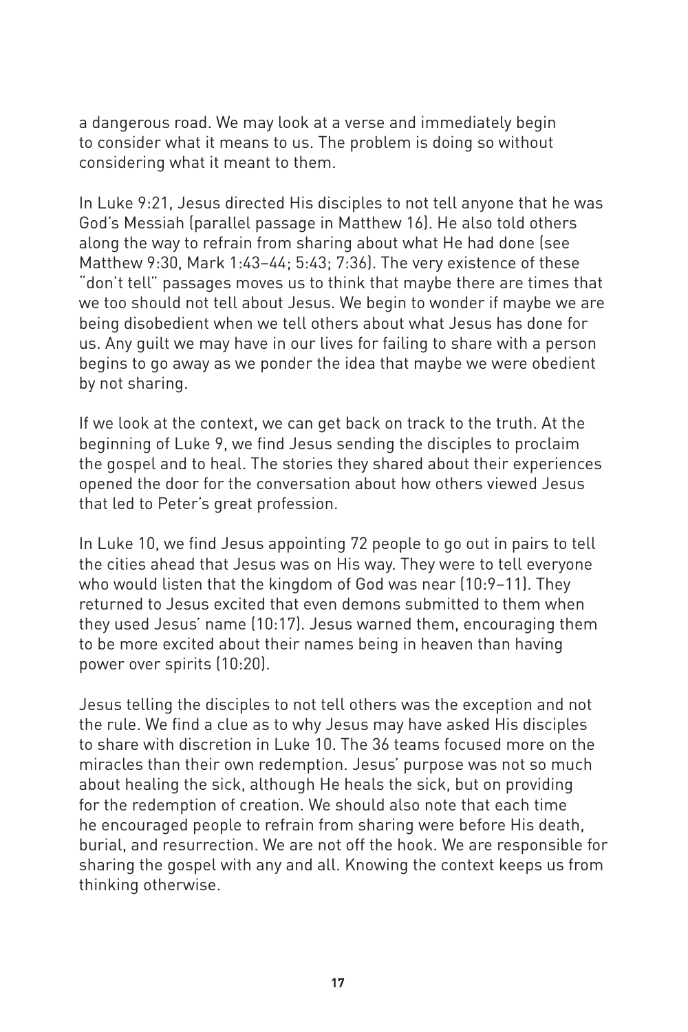a dangerous road. We may look at a verse and immediately begin to consider what it means to us. The problem is doing so without considering what it meant to them.

In Luke 9:21, Jesus directed His disciples to not tell anyone that he was God's Messiah (parallel passage in Matthew 16). He also told others along the way to refrain from sharing about what He had done (see Matthew 9:30, Mark 1:43–44; 5:43; 7:36). The very existence of these "don't tell" passages moves us to think that maybe there are times that we too should not tell about Jesus. We begin to wonder if maybe we are being disobedient when we tell others about what Jesus has done for us. Any guilt we may have in our lives for failing to share with a person begins to go away as we ponder the idea that maybe we were obedient by not sharing.

If we look at the context, we can get back on track to the truth. At the beginning of Luke 9, we find Jesus sending the disciples to proclaim the gospel and to heal. The stories they shared about their experiences opened the door for the conversation about how others viewed Jesus that led to Peter's great profession.

In Luke 10, we find Jesus appointing 72 people to go out in pairs to tell the cities ahead that Jesus was on His way. They were to tell everyone who would listen that the kingdom of God was near (10:9–11). They returned to Jesus excited that even demons submitted to them when they used Jesus' name (10:17). Jesus warned them, encouraging them to be more excited about their names being in heaven than having power over spirits (10:20).

Jesus telling the disciples to not tell others was the exception and not the rule. We find a clue as to why Jesus may have asked His disciples to share with discretion in Luke 10. The 36 teams focused more on the miracles than their own redemption. Jesus' purpose was not so much about healing the sick, although He heals the sick, but on providing for the redemption of creation. We should also note that each time he encouraged people to refrain from sharing were before His death, burial, and resurrection. We are not off the hook. We are responsible for sharing the gospel with any and all. Knowing the context keeps us from thinking otherwise.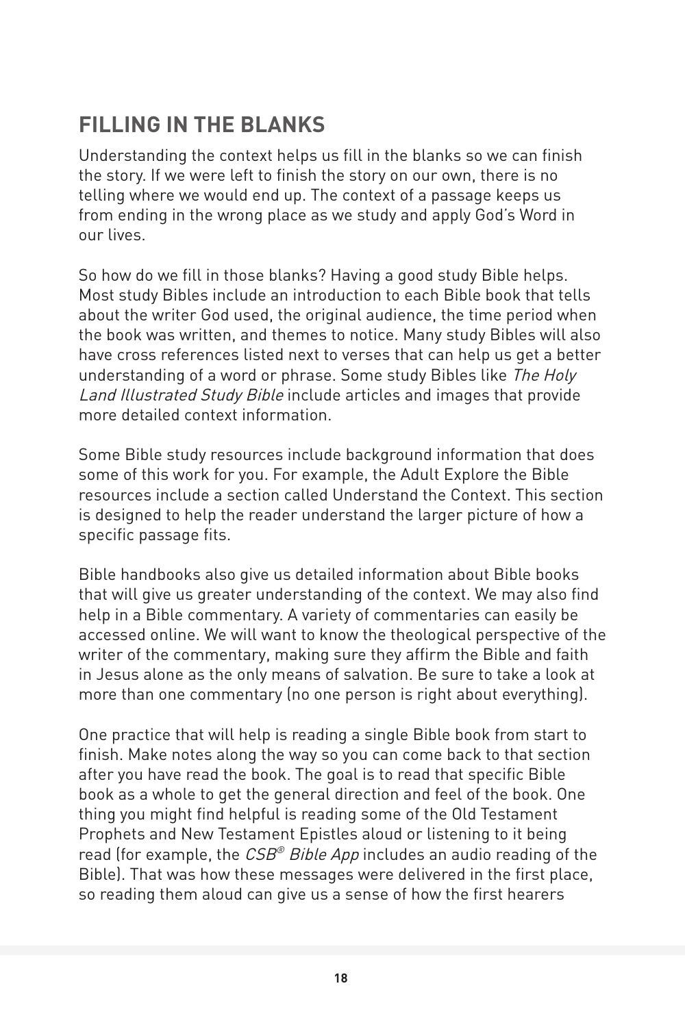## FILLING IN THE BLANKS

Understanding the context helps us fill in the blanks so we can finish the story. If we were left to finish the story on our own, there is no telling where we would end up. The context of a passage keeps us from ending in the wrong place as we study and apply God's Word in our lives.

So how do we fill in those blanks? Having a good study Bible helps. Most study Bibles include an introduction to each Bible book that tells about the writer God used, the original audience, the time period when the book was written, and themes to notice. Many study Bibles will also have cross references listed next to verses that can help us get a better understanding of a word or phrase. Some study Bibles like *The Holy Land Illustrated Study Bible* include articles and images that provide more detailed context information.

Some Bible study resources include background information that does some of this work for you. For example, the Adult Explore the Bible resources include a section called Understand the Context. This section is designed to help the reader understand the larger picture of how a specific passage fits.

Bible handbooks also give us detailed information about Bible books that will give us greater understanding of the context. We may also find help in a Bible commentary. A variety of commentaries can easily be accessed online. We will want to know the theological perspective of the writer of the commentary, making sure they affirm the Bible and faith in Jesus alone as the only means of salvation. Be sure to take a look at more than one commentary (no one person is right about everything).

One practice that will help is reading a single Bible book from start to finish. Make notes along the way so you can come back to that section after you have read the book. The goal is to read that specific Bible book as a whole to get the general direction and feel of the book. One thing you might find helpful is reading some of the Old Testament Prophets and New Testament Epistles aloud or listening to it being read (for example, the *CSB® Bible App* includes an audio reading of the Bible). That was how these messages were delivered in the first place, so reading them aloud can give us a sense of how the first hearers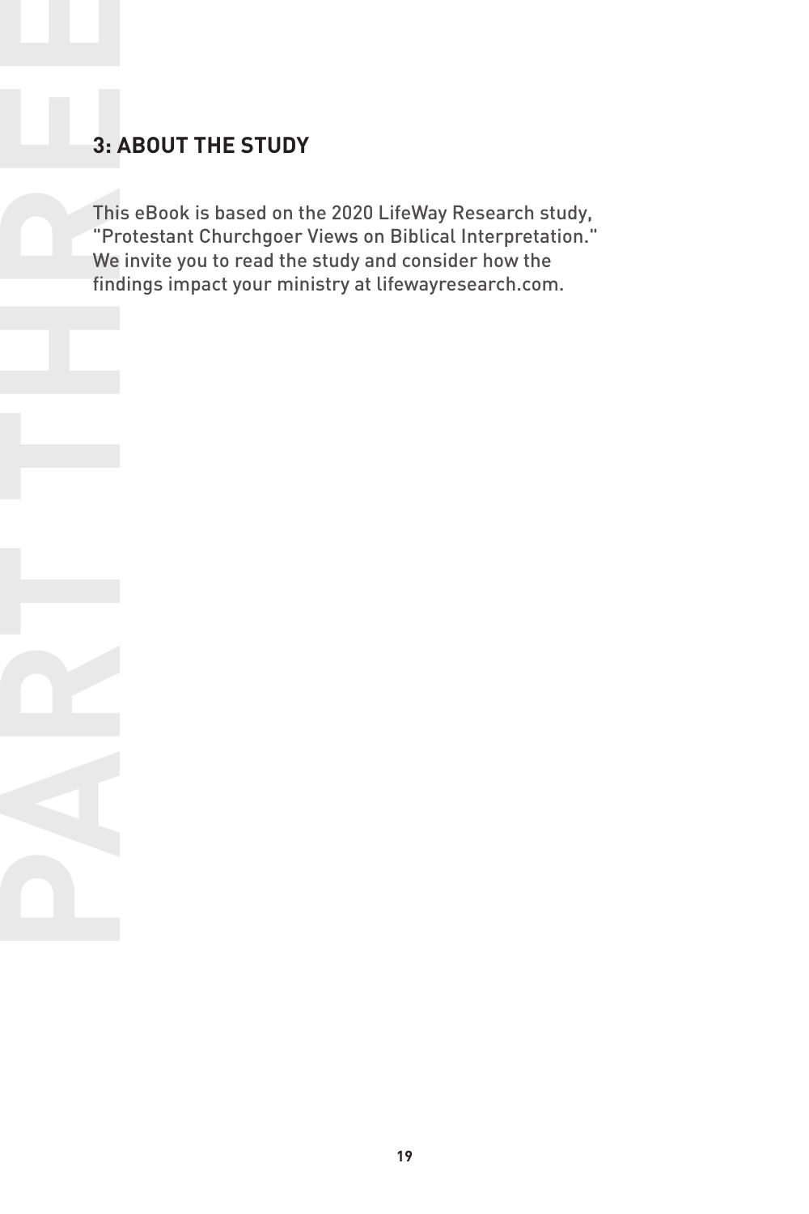## 3: ABOUT THE STUDY

This eBook is based on the 2020 LifeWay Research study, "Protestant Churchgoer Views on Biblical Interpretation." We invite you to read the study and consider how the findings impact your ministry at lifewayresearch.com.